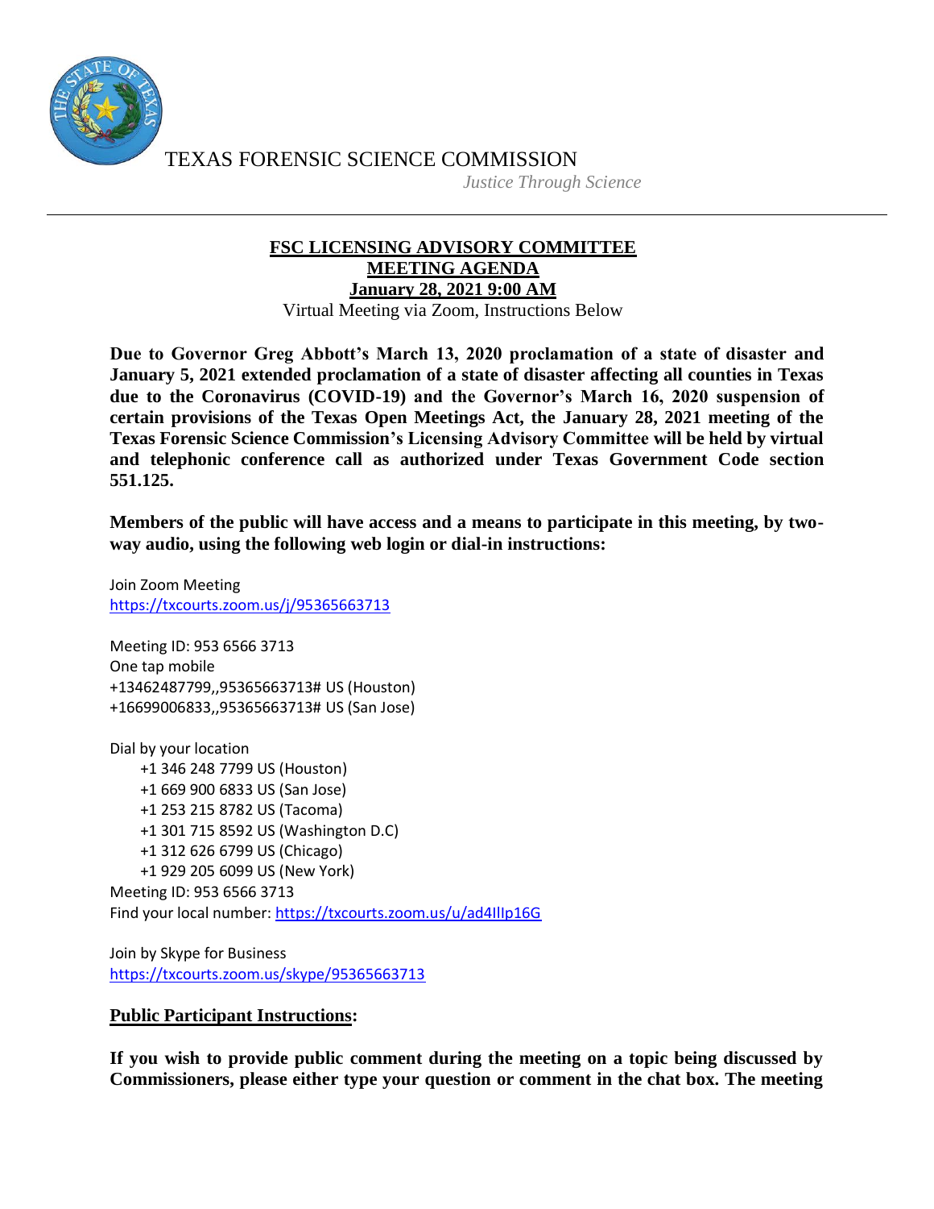TEXAS FORENSIC SCIENCE COMMISSION

*Justice Through Science*

---

**FSC LICENSING ADVISORY COMMITTEE**
**MEETING AGENDA**
**January 28, 2021 9:00 AM**

Virtual Meeting via Zoom, Instructions Below

**Due to Governor Greg Abbott's March 13, 2020 proclamation of a state of disaster and January 5, 2021 extended proclamation of a state of disaster affecting all counties in Texas due to the Coronavirus (COVID-19) and the Governor's March 16, 2020 suspension of certain provisions of the Texas Open Meetings Act, the January 28, 2021 meeting of the Texas Forensic Science Commission's Licensing Advisory Committee will be held by virtual and telephonic conference call as authorized under Texas Government Code section 551.125.**

**Members of the public will have access and a means to participate in this meeting, by two-way audio, using the following web login or dial-in instructions:**

Join Zoom Meeting
https://txcourts.zoom.us/j/95365663713

Meeting ID: 953 6566 3713
One tap mobile
+13462487799,,95365663713# US (Houston)
+16699006833,,95365663713# US (San Jose)

Dial by your location
- +1 346 248 7799 US (Houston)
- +1 669 900 6833 US (San Jose)
- +1 253 215 8782 US (Tacoma)
- +1 301 715 8592 US (Washington D.C)
- +1 312 626 6799 US (Chicago)
- +1 929 205 6099 US (New York)

Meeting ID: 953 6566 3713
Find your local number: https://txcourts.zoom.us/u/ad4IlIp16G

Join by Skype for Business
https://txcourts.zoom.us/skype/95365663713

**Public Participant Instructions:**

**If you wish to provide public comment during the meeting on a topic being discussed by Commissioners, please either type your question or comment in the chat box. The meeting**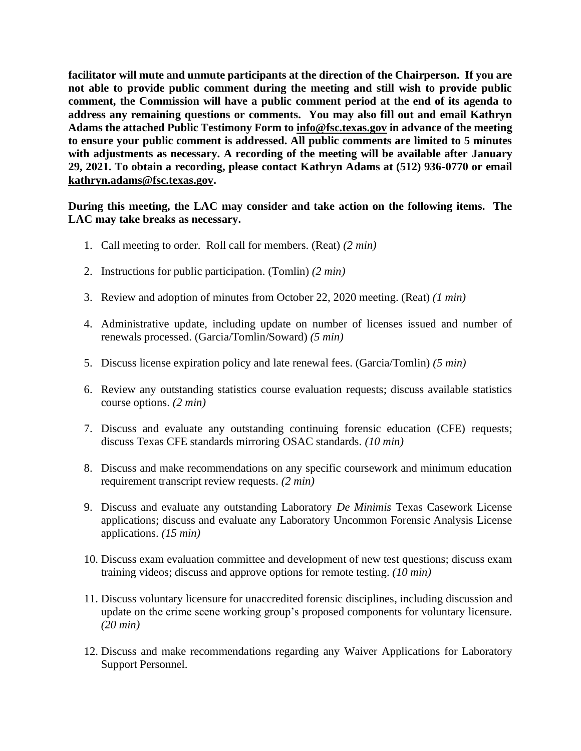**facilitator will mute and unmute participants at the direction of the Chairperson. If you are not able to provide public comment during the meeting and still wish to provide public comment, the Commission will have a public comment period at the end of its agenda to address any remaining questions or comments. You may also fill out and email Kathryn Adams the attached Public Testimony Form to info@fsc.texas.gov in advance of the meeting to ensure your public comment is addressed. All public comments are limited to 5 minutes with adjustments as necessary. A recording of the meeting will be available after January 29, 2021. To obtain a recording, please contact Kathryn Adams at (512) 936-0770 or email kathryn.adams@fsc.texas.gov.**

**During this meeting, the LAC may consider and take action on the following items. The LAC may take breaks as necessary.**

1. Call meeting to order. Roll call for members. (Reat) *(2 min)*
2. Instructions for public participation. (Tomlin) *(2 min)*
3. Review and adoption of minutes from October 22, 2020 meeting. (Reat) *(1 min)*
4. Administrative update, including update on number of licenses issued and number of renewals processed. (Garcia/Tomlin/Soward) *(5 min)*
5. Discuss license expiration policy and late renewal fees. (Garcia/Tomlin) *(5 min)*
6. Review any outstanding statistics course evaluation requests; discuss available statistics course options. *(2 min)*
7. Discuss and evaluate any outstanding continuing forensic education (CFE) requests; discuss Texas CFE standards mirroring OSAC standards. *(10 min)*
8. Discuss and make recommendations on any specific coursework and minimum education requirement transcript review requests. *(2 min)*
9. Discuss and evaluate any outstanding Laboratory *De Minimis* Texas Casework License applications; discuss and evaluate any Laboratory Uncommon Forensic Analysis License applications. *(15 min)*
10. Discuss exam evaluation committee and development of new test questions; discuss exam training videos; discuss and approve options for remote testing. *(10 min)*
11. Discuss voluntary licensure for unaccredited forensic disciplines, including discussion and update on the crime scene working group's proposed components for voluntary licensure. *(20 min)*
12. Discuss and make recommendations regarding any Waiver Applications for Laboratory Support Personnel.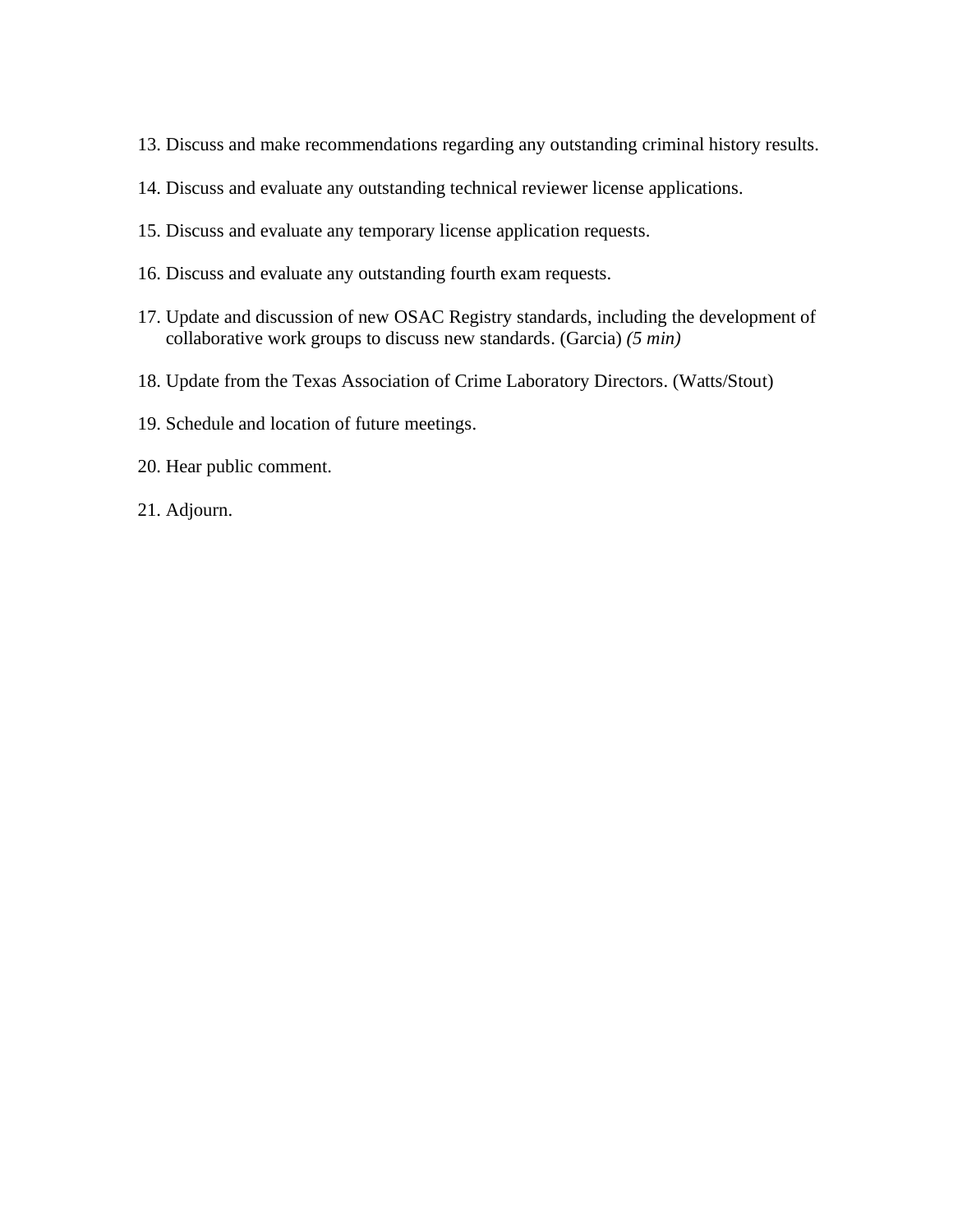13. Discuss and make recommendations regarding any outstanding criminal history results.

14. Discuss and evaluate any outstanding technical reviewer license applications.

15. Discuss and evaluate any temporary license application requests.

16. Discuss and evaluate any outstanding fourth exam requests.

17. Update and discussion of new OSAC Registry standards, including the development of collaborative work groups to discuss new standards. (Garcia) *(5 min)*

18. Update from the Texas Association of Crime Laboratory Directors. (Watts/Stout)

19. Schedule and location of future meetings.

20. Hear public comment.

21. Adjourn.